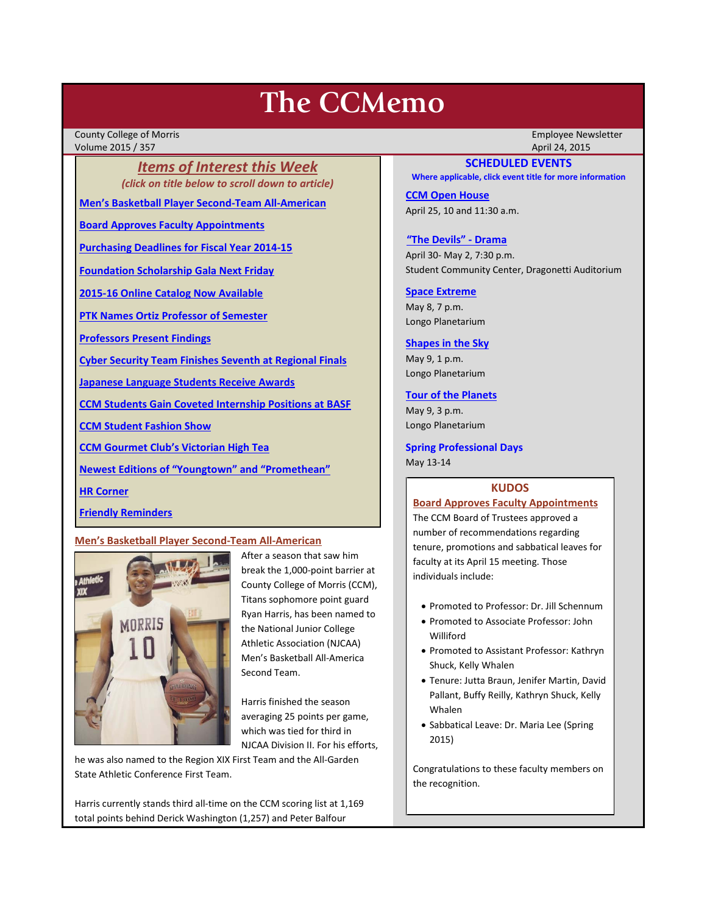# The CCMemo

County College of Morris
Volume 2015 / 357

Employee Newsletter
April 24, 2015

## *Items of Interest this Week*

*(click on title below to scroll down to article)*

- Men's Basketball Player Second-Team All-American
- Board Approves Faculty Appointments
- Purchasing Deadlines for Fiscal Year 2014-15
- Foundation Scholarship Gala Next Friday
- 2015-16 Online Catalog Now Available
- PTK Names Ortiz Professor of Semester
- Professors Present Findings
- Cyber Security Team Finishes Seventh at Regional Finals
- Japanese Language Students Receive Awards
- CCM Students Gain Coveted Internship Positions at BASF
- CCM Student Fashion Show
- CCM Gourmet Club's Victorian High Tea
- Newest Editions of "Youngtown" and "Promethean"
- HR Corner
- Friendly Reminders

## Men's Basketball Player Second-Team All-American

After a season that saw him break the 1,000-point barrier at County College of Morris (CCM), Titans sophomore point guard Ryan Harris, has been named to the National Junior College Athletic Association (NJCAA) Men's Basketball All-America Second Team.

Harris finished the season averaging 25 points per game, which was tied for third in NJCAA Division II. For his efforts, he was also named to the Region XIX First Team and the All-Garden State Athletic Conference First Team.

Harris currently stands third all-time on the CCM scoring list at 1,169 total points behind Derick Washington (1,257) and Peter Balfour

## SCHEDULED EVENTS

**Where applicable, click event title for more information**

**CCM Open House**
April 25, 10 and 11:30 a.m.

**"The Devils" - Drama**
April 30- May 2, 7:30 p.m.
Student Community Center, Dragonetti Auditorium

**Space Extreme**
May 8, 7 p.m.
Longo Planetarium

**Shapes in the Sky**
May 9, 1 p.m.
Longo Planetarium

**Tour of the Planets**
May 9, 3 p.m.
Longo Planetarium

**Spring Professional Days**
May 13-14

## KUDOS

### Board Approves Faculty Appointments

The CCM Board of Trustees approved a number of recommendations regarding tenure, promotions and sabbatical leaves for faculty at its April 15 meeting. Those individuals include:

- Promoted to Professor: Dr. Jill Schennum
- Promoted to Associate Professor: John Williford
- Promoted to Assistant Professor: Kathryn Shuck, Kelly Whalen
- Tenure: Jutta Braun, Jenifer Martin, David Pallant, Buffy Reilly, Kathryn Shuck, Kelly Whalen
- Sabbatical Leave: Dr. Maria Lee (Spring 2015)

Congratulations to these faculty members on the recognition.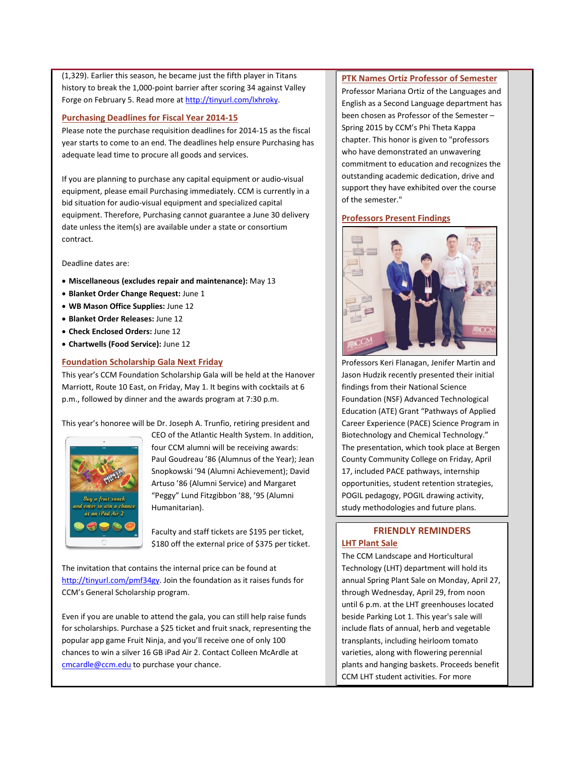(1,329). Earlier this season, he became just the fifth player in Titans history to break the 1,000-point barrier after scoring 34 against Valley Forge on February 5. Read more at http://tinyurl.com/lxhroky.

## Purchasing Deadlines for Fiscal Year 2014-15

Please note the purchase requisition deadlines for 2014-15 as the fiscal year starts to come to an end. The deadlines help ensure Purchasing has adequate lead time to procure all goods and services.

If you are planning to purchase any capital equipment or audio-visual equipment, please email Purchasing immediately. CCM is currently in a bid situation for audio-visual equipment and specialized capital equipment. Therefore, Purchasing cannot guarantee a June 30 delivery date unless the item(s) are available under a state or consortium contract.

Deadline dates are:

- **Miscellaneous (excludes repair and maintenance):** May 13
- **Blanket Order Change Request:** June 1
- **WB Mason Office Supplies:** June 12
- **Blanket Order Releases:** June 12
- **Check Enclosed Orders:** June 12
- **Chartwells (Food Service):** June 12

## Foundation Scholarship Gala Next Friday

This year's CCM Foundation Scholarship Gala will be held at the Hanover Marriott, Route 10 East, on Friday, May 1. It begins with cocktails at 6 p.m., followed by dinner and the awards program at 7:30 p.m.

This year's honoree will be Dr. Joseph A. Trunfio, retiring president and CEO of the Atlantic Health System. In addition, four CCM alumni will be receiving awards: Paul Goudreau '86 (Alumnus of the Year); Jean Snopkowski '94 (Alumni Achievement); David Artuso '86 (Alumni Service) and Margaret "Peggy" Lund Fitzgibbon '88, '95 (Alumni Humanitarian).

Faculty and staff tickets are $195 per ticket, $180 off the external price of $375 per ticket.

The invitation that contains the internal price can be found at http://tinyurl.com/pmf34gy. Join the foundation as it raises funds for CCM's General Scholarship program.

Even if you are unable to attend the gala, you can still help raise funds for scholarships. Purchase a $25 ticket and fruit snack, representing the popular app game Fruit Ninja, and you'll receive one of only 100 chances to win a silver 16 GB iPad Air 2. Contact Colleen McArdle at cmcardle@ccm.edu to purchase your chance.

## PTK Names Ortiz Professor of Semester

Professor Mariana Ortiz of the Languages and English as a Second Language department has been chosen as Professor of the Semester – Spring 2015 by CCM's Phi Theta Kappa chapter. This honor is given to "professors who have demonstrated an unwavering commitment to education and recognizes the outstanding academic dedication, drive and support they have exhibited over the course of the semester."

## Professors Present Findings

Professors Keri Flanagan, Jenifer Martin and Jason Hudzik recently presented their initial findings from their National Science Foundation (NSF) Advanced Technological Education (ATE) Grant "Pathways of Applied Career Experience (PACE) Science Program in Biotechnology and Chemical Technology." The presentation, which took place at Bergen County Community College on Friday, April 17, included PACE pathways, internship opportunities, student retention strategies, POGIL pedagogy, POGIL drawing activity, study methodologies and future plans.

## FRIENDLY REMINDERS

### LHT Plant Sale

The CCM Landscape and Horticultural Technology (LHT) department will hold its annual Spring Plant Sale on Monday, April 27, through Wednesday, April 29, from noon until 6 p.m. at the LHT greenhouses located beside Parking Lot 1. This year's sale will include flats of annual, herb and vegetable transplants, including heirloom tomato varieties, along with flowering perennial plants and hanging baskets. Proceeds benefit CCM LHT student activities. For more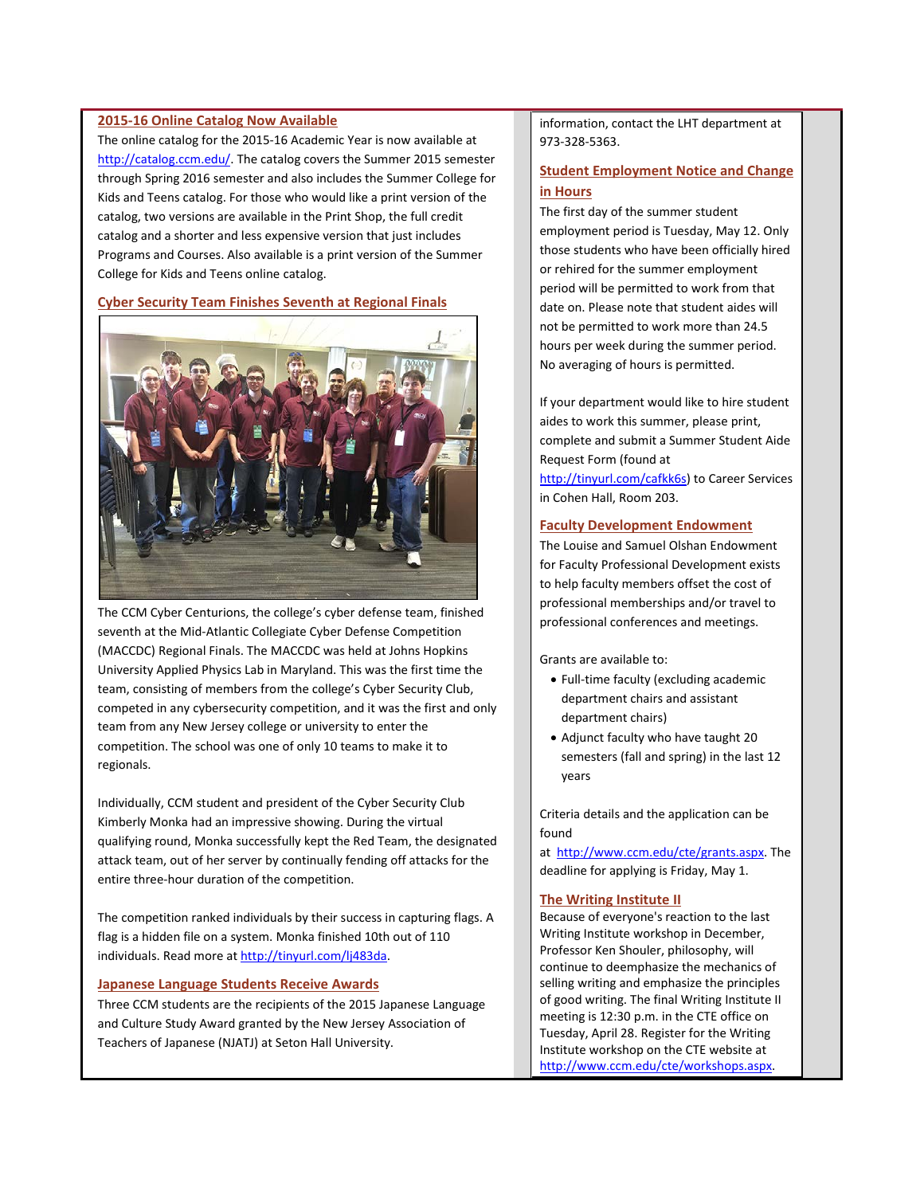## 2015-16 Online Catalog Now Available

The online catalog for the 2015-16 Academic Year is now available at http://catalog.ccm.edu/. The catalog covers the Summer 2015 semester through Spring 2016 semester and also includes the Summer College for Kids and Teens catalog. For those who would like a print version of the catalog, two versions are available in the Print Shop, the full credit catalog and a shorter and less expensive version that just includes Programs and Courses. Also available is a print version of the Summer College for Kids and Teens online catalog.

## Cyber Security Team Finishes Seventh at Regional Finals

The CCM Cyber Centurions, the college's cyber defense team, finished seventh at the Mid-Atlantic Collegiate Cyber Defense Competition (MACCDC) Regional Finals. The MACCDC was held at Johns Hopkins University Applied Physics Lab in Maryland. This was the first time the team, consisting of members from the college's Cyber Security Club, competed in any cybersecurity competition, and it was the first and only team from any New Jersey college or university to enter the competition. The school was one of only 10 teams to make it to regionals.

Individually, CCM student and president of the Cyber Security Club Kimberly Monka had an impressive showing. During the virtual qualifying round, Monka successfully kept the Red Team, the designated attack team, out of her server by continually fending off attacks for the entire three-hour duration of the competition.

The competition ranked individuals by their success in capturing flags. A flag is a hidden file on a system. Monka finished 10th out of 110 individuals. Read more at http://tinyurl.com/lj483da.

## Japanese Language Students Receive Awards

Three CCM students are the recipients of the 2015 Japanese Language and Culture Study Award granted by the New Jersey Association of Teachers of Japanese (NJATJ) at Seton Hall University.

information, contact the LHT department at 973-328-5363.

## Student Employment Notice and Change in Hours

The first day of the summer student employment period is Tuesday, May 12. Only those students who have been officially hired or rehired for the summer employment period will be permitted to work from that date on. Please note that student aides will not be permitted to work more than 24.5 hours per week during the summer period. No averaging of hours is permitted.

If your department would like to hire student aides to work this summer, please print, complete and submit a Summer Student Aide Request Form (found at http://tinyurl.com/cafkk6s) to Career Services in Cohen Hall, Room 203.

## Faculty Development Endowment

The Louise and Samuel Olshan Endowment for Faculty Professional Development exists to help faculty members offset the cost of professional memberships and/or travel to professional conferences and meetings.

Grants are available to:

- Full-time faculty (excluding academic department chairs and assistant department chairs)
- Adjunct faculty who have taught 20 semesters (fall and spring) in the last 12 years

Criteria details and the application can be found at http://www.ccm.edu/cte/grants.aspx. The deadline for applying is Friday, May 1.

## The Writing Institute II

Because of everyone's reaction to the last Writing Institute workshop in December, Professor Ken Shouler, philosophy, will continue to deemphasize the mechanics of selling writing and emphasize the principles of good writing. The final Writing Institute II meeting is 12:30 p.m. in the CTE office on Tuesday, April 28. Register for the Writing Institute workshop on the CTE website at http://www.ccm.edu/cte/workshops.aspx.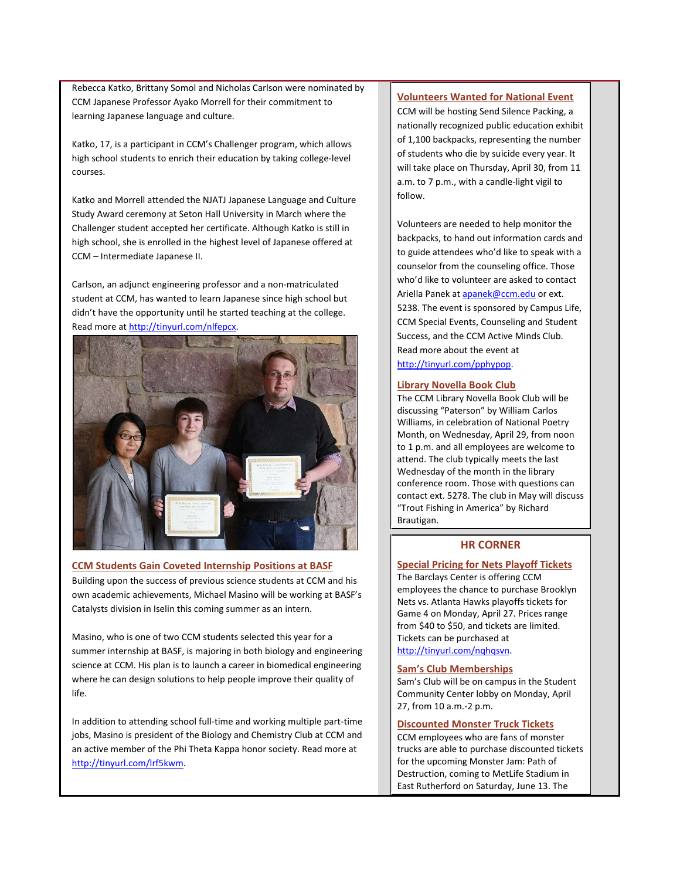Rebecca Katko, Brittany Somol and Nicholas Carlson were nominated by CCM Japanese Professor Ayako Morrell for their commitment to learning Japanese language and culture.

Katko, 17, is a participant in CCM's Challenger program, which allows high school students to enrich their education by taking college-level courses.

Katko and Morrell attended the NJATJ Japanese Language and Culture Study Award ceremony at Seton Hall University in March where the Challenger student accepted her certificate. Although Katko is still in high school, she is enrolled in the highest level of Japanese offered at CCM – Intermediate Japanese II.

Carlson, an adjunct engineering professor and a non-matriculated student at CCM, has wanted to learn Japanese since high school but didn't have the opportunity until he started teaching at the college. Read more at http://tinyurl.com/nlfepcx.

## CCM Students Gain Coveted Internship Positions at BASF

Building upon the success of previous science students at CCM and his own academic achievements, Michael Masino will be working at BASF's Catalysts division in Iselin this coming summer as an intern.

Masino, who is one of two CCM students selected this year for a summer internship at BASF, is majoring in both biology and engineering science at CCM. His plan is to launch a career in biomedical engineering where he can design solutions to help people improve their quality of life.

In addition to attending school full-time and working multiple part-time jobs, Masino is president of the Biology and Chemistry Club at CCM and an active member of the Phi Theta Kappa honor society. Read more at http://tinyurl.com/lrf5kwm.

## Volunteers Wanted for National Event

CCM will be hosting Send Silence Packing, a nationally recognized public education exhibit of 1,100 backpacks, representing the number of students who die by suicide every year. It will take place on Thursday, April 30, from 11 a.m. to 7 p.m., with a candle-light vigil to follow.

Volunteers are needed to help monitor the backpacks, to hand out information cards and to guide attendees who'd like to speak with a counselor from the counseling office. Those who'd like to volunteer are asked to contact Ariella Panek at apanek@ccm.edu or ext. 5238. The event is sponsored by Campus Life, CCM Special Events, Counseling and Student Success, and the CCM Active Minds Club. Read more about the event at http://tinyurl.com/pphypop.

## Library Novella Book Club

The CCM Library Novella Book Club will be discussing "Paterson" by William Carlos Williams, in celebration of National Poetry Month, on Wednesday, April 29, from noon to 1 p.m. and all employees are welcome to attend. The club typically meets the last Wednesday of the month in the library conference room. Those with questions can contact ext. 5278. The club in May will discuss "Trout Fishing in America" by Richard Brautigan.

# HR CORNER

## Special Pricing for Nets Playoff Tickets

The Barclays Center is offering CCM employees the chance to purchase Brooklyn Nets vs. Atlanta Hawks playoffs tickets for Game 4 on Monday, April 27. Prices range from $40 to $50, and tickets are limited. Tickets can be purchased at http://tinyurl.com/nqhqsvn.

## Sam's Club Memberships

Sam's Club will be on campus in the Student Community Center lobby on Monday, April 27, from 10 a.m.-2 p.m.

## Discounted Monster Truck Tickets

CCM employees who are fans of monster trucks are able to purchase discounted tickets for the upcoming Monster Jam: Path of Destruction, coming to MetLife Stadium in East Rutherford on Saturday, June 13. The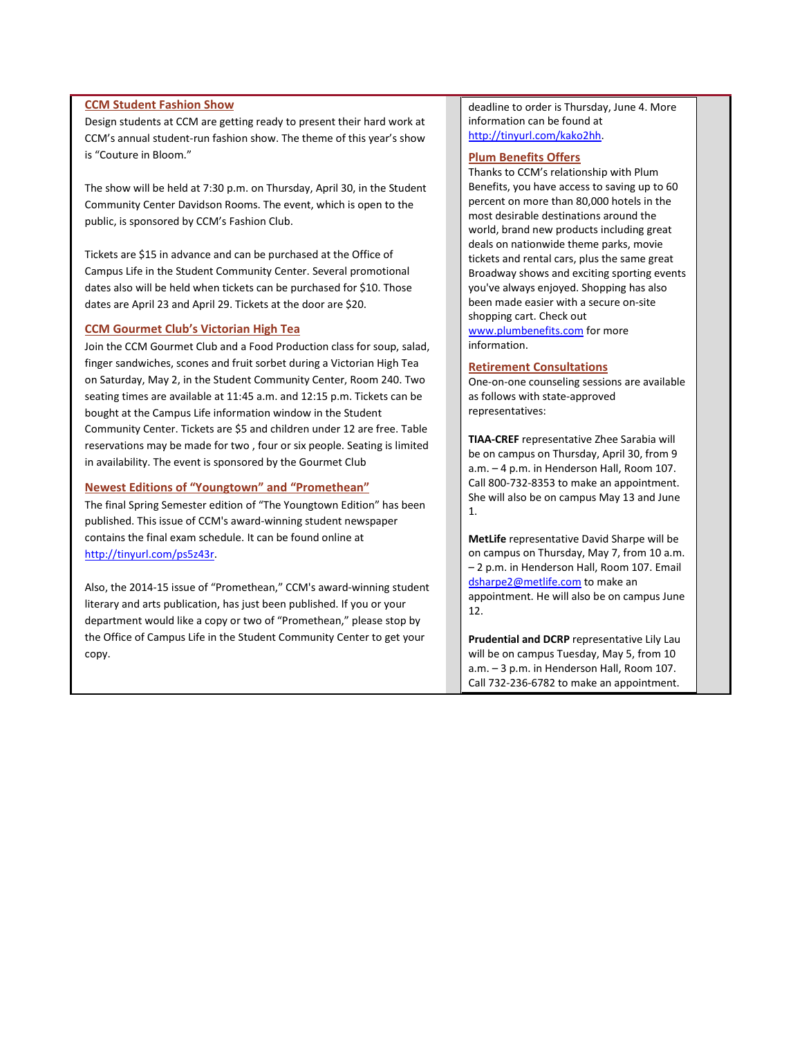## CCM Student Fashion Show

Design students at CCM are getting ready to present their hard work at CCM's annual student-run fashion show. The theme of this year's show is "Couture in Bloom."

The show will be held at 7:30 p.m. on Thursday, April 30, in the Student Community Center Davidson Rooms. The event, which is open to the public, is sponsored by CCM's Fashion Club.

Tickets are $15 in advance and can be purchased at the Office of Campus Life in the Student Community Center. Several promotional dates also will be held when tickets can be purchased for $10. Those dates are April 23 and April 29. Tickets at the door are $20.

## CCM Gourmet Club's Victorian High Tea

Join the CCM Gourmet Club and a Food Production class for soup, salad, finger sandwiches, scones and fruit sorbet during a Victorian High Tea on Saturday, May 2, in the Student Community Center, Room 240. Two seating times are available at 11:45 a.m. and 12:15 p.m. Tickets can be bought at the Campus Life information window in the Student Community Center. Tickets are $5 and children under 12 are free. Table reservations may be made for two , four or six people. Seating is limited in availability. The event is sponsored by the Gourmet Club

## Newest Editions of "Youngtown" and "Promethean"

The final Spring Semester edition of "The Youngtown Edition" has been published. This issue of CCM's award-winning student newspaper contains the final exam schedule. It can be found online at http://tinyurl.com/ps5z43r.

Also, the 2014-15 issue of "Promethean," CCM's award-winning student literary and arts publication, has just been published. If you or your department would like a copy or two of "Promethean," please stop by the Office of Campus Life in the Student Community Center to get your copy.

deadline to order is Thursday, June 4. More information can be found at http://tinyurl.com/kako2hh.

## Plum Benefits Offers

Thanks to CCM's relationship with Plum Benefits, you have access to saving up to 60 percent on more than 80,000 hotels in the most desirable destinations around the world, brand new products including great deals on nationwide theme parks, movie tickets and rental cars, plus the same great Broadway shows and exciting sporting events you've always enjoyed. Shopping has also been made easier with a secure on-site shopping cart. Check out www.plumbenefits.com for more information.

## Retirement Consultations

One-on-one counseling sessions are available as follows with state-approved representatives:

**TIAA-CREF** representative Zhee Sarabia will be on campus on Thursday, April 30, from 9 a.m. – 4 p.m. in Henderson Hall, Room 107. Call 800-732-8353 to make an appointment. She will also be on campus May 13 and June 1.

**MetLife** representative David Sharpe will be on campus on Thursday, May 7, from 10 a.m. – 2 p.m. in Henderson Hall, Room 107. Email dsharpe2@metlife.com to make an appointment. He will also be on campus June 12.

**Prudential and DCRP** representative Lily Lau will be on campus Tuesday, May 5, from 10 a.m. – 3 p.m. in Henderson Hall, Room 107. Call 732-236-6782 to make an appointment.